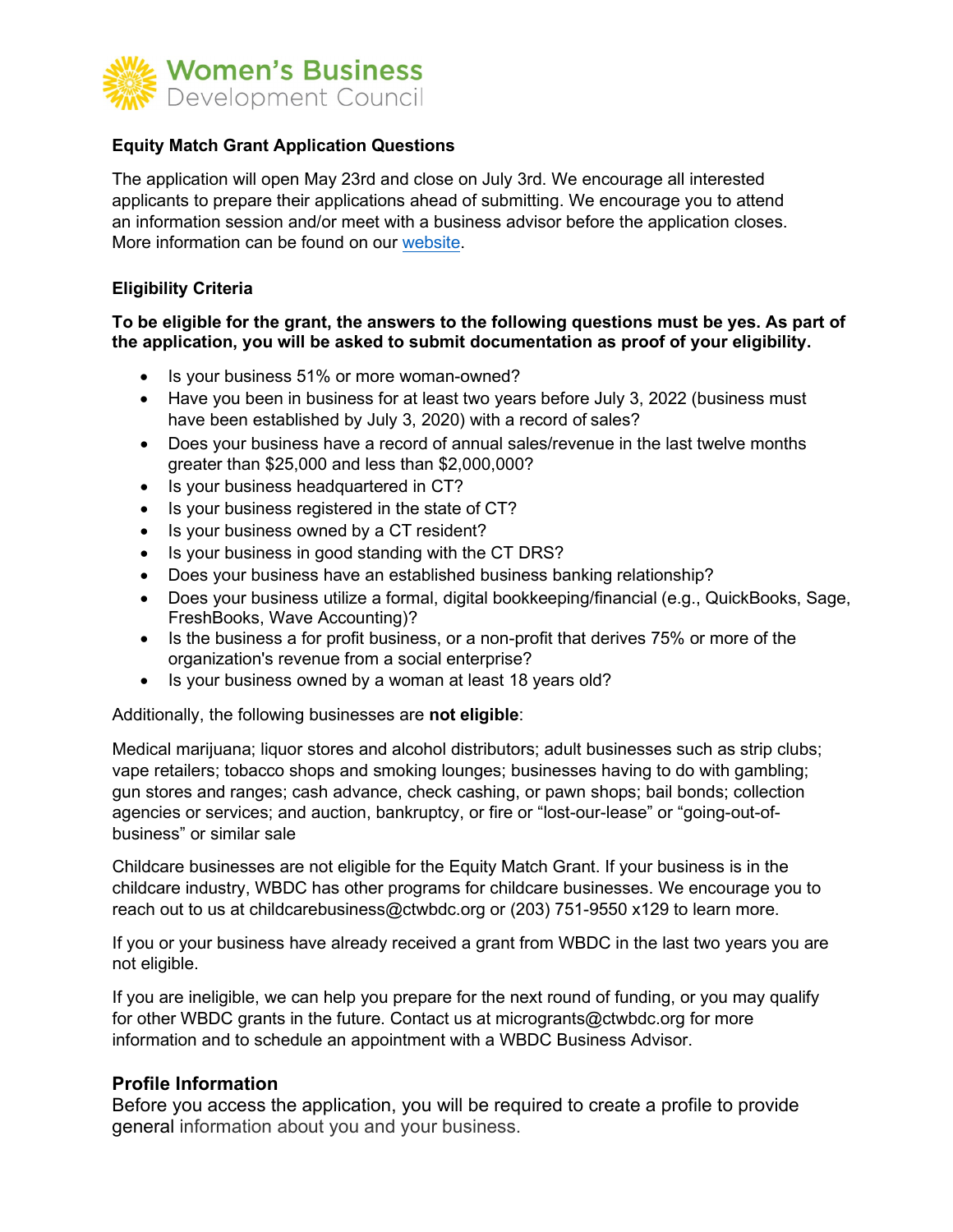Women's Business Development Council

## Equity Match Grant Application Questions

The application will open May 23rd and close on July 3rd. We encourage all interested applicants to prepare their applications ahead of submitting. We encourage you to attend an information session and/or meet with a business advisor before the application closes. More information can be found on our website.

### Eligibility Criteria

**To be eligible for the grant, the answers to the following questions must be yes. As part of the application, you will be asked to submit documentation as proof of your eligibility.**

- Is your business 51% or more woman-owned?
- Have you been in business for at least two years before July 3, 2022 (business must have been established by July 3, 2020) with a record of sales?
- Does your business have a record of annual sales/revenue in the last twelve months greater than $25,000 and less than $2,000,000?
- Is your business headquartered in CT?
- Is your business registered in the state of CT?
- Is your business owned by a CT resident?
- Is your business in good standing with the CT DRS?
- Does your business have an established business banking relationship?
- Does your business utilize a formal, digital bookkeeping/financial (e.g., QuickBooks, Sage, FreshBooks, Wave Accounting)?
- Is the business a for profit business, or a non-profit that derives 75% or more of the organization's revenue from a social enterprise?
- Is your business owned by a woman at least 18 years old?

Additionally, the following businesses are **not eligible**:

Medical marijuana; liquor stores and alcohol distributors; adult businesses such as strip clubs; vape retailers; tobacco shops and smoking lounges; businesses having to do with gambling; gun stores and ranges; cash advance, check cashing, or pawn shops; bail bonds; collection agencies or services; and auction, bankruptcy, or fire or "lost-our-lease" or "going-out-of-business" or similar sale

Childcare businesses are not eligible for the Equity Match Grant. If your business is in the childcare industry, WBDC has other programs for childcare businesses. We encourage you to reach out to us at childcarebusiness@ctwbdc.org or (203) 751-9550 x129 to learn more.

If you or your business have already received a grant from WBDC in the last two years you are not eligible.

If you are ineligible, we can help you prepare for the next round of funding, or you may qualify for other WBDC grants in the future. Contact us at micrograntsa@ctwbdc.org for more information and to schedule an appointment with a WBDC Business Advisor.

## Profile Information

Before you access the application, you will be required to create a profile to provide general information about you and your business.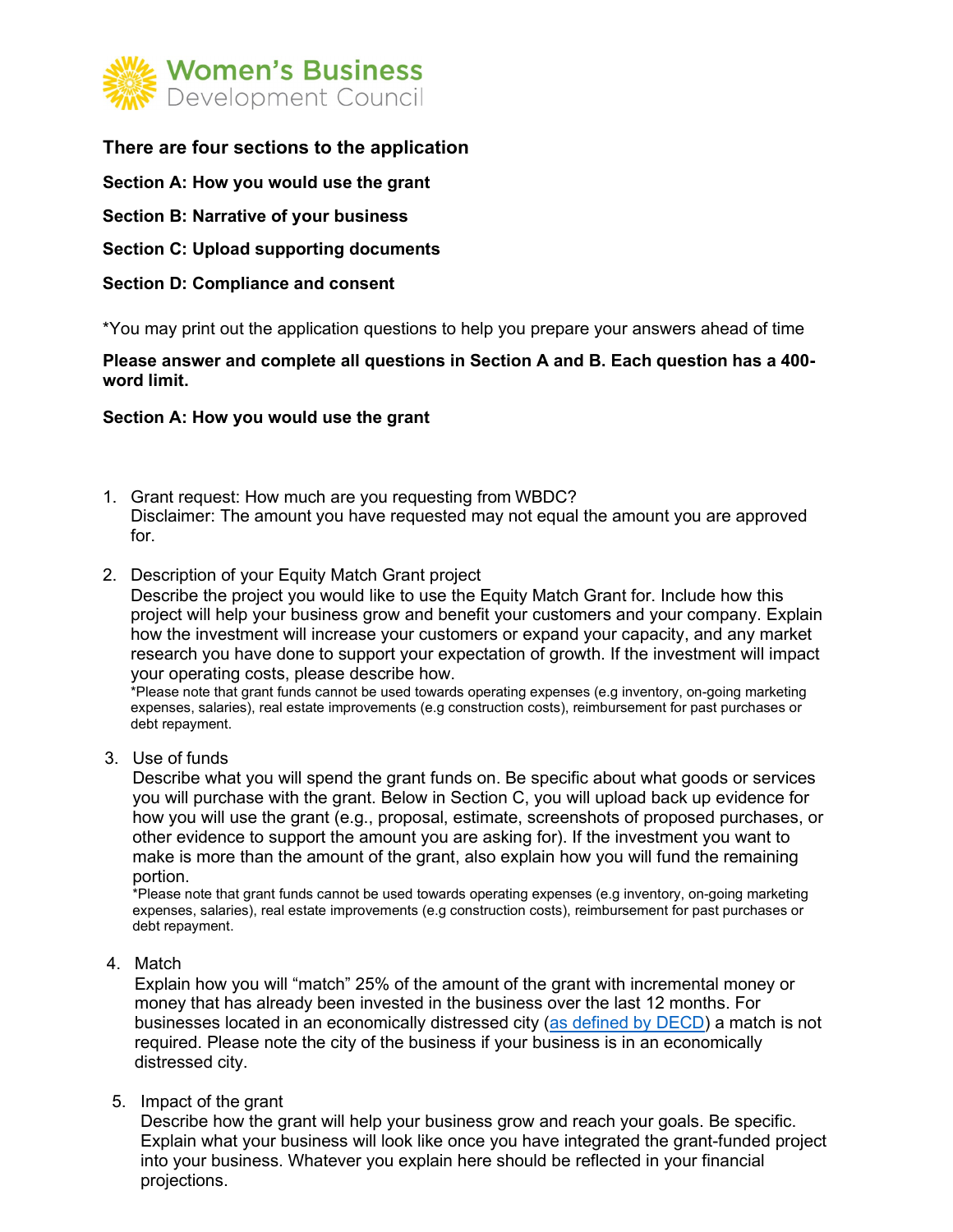**There are four sections to the application**

**Section A: How you would use the grant**

**Section B: Narrative of your business**

**Section C: Upload supporting documents**

**Section D: Compliance and consent**

*You may print out the application questions to help you prepare your answers ahead of time

**Please answer and complete all questions in Section A and B. Each question has a 400-word limit.**

**Section A: How you would use the grant**

1. Grant request: How much are you requesting from WBDC?
   Disclaimer: The amount you have requested may not equal the amount you are approved for.

2. Description of your Equity Match Grant project
   Describe the project you would like to use the Equity Match Grant for. Include how this project will help your business grow and benefit your customers and your company. Explain how the investment will increase your customers or expand your capacity, and any market research you have done to support your expectation of growth. If the investment will impact your operating costs, please describe how.
   *Please note that grant funds cannot be used towards operating expenses (e.g inventory, on-going marketing expenses, salaries), real estate improvements (e.g construction costs), reimbursement for past purchases or debt repayment.

3. Use of funds
   Describe what you will spend the grant funds on. Be specific about what goods or services you will purchase with the grant. Below in Section C, you will upload back up evidence for how you will use the grant (e.g., proposal, estimate, screenshots of proposed purchases, or other evidence to support the amount you are asking for). If the investment you want to make is more than the amount of the grant, also explain how you will fund the remaining portion.
   *Please note that grant funds cannot be used towards operating expenses (e.g inventory, on-going marketing expenses, salaries), real estate improvements (e.g construction costs), reimbursement for past purchases or debt repayment.

4. Match
   Explain how you will "match" 25% of the amount of the grant with incremental money or money that has already been invested in the business over the last 12 months. For businesses located in an economically distressed city ([as defined by DECD]) a match is not required. Please note the city of the business if your business is in an economically distressed city.

5. Impact of the grant
   Describe how the grant will help your business grow and reach your goals. Be specific. Explain what your business will look like once you have integrated the grant-funded project into your business. Whatever you explain here should be reflected in your financial projections.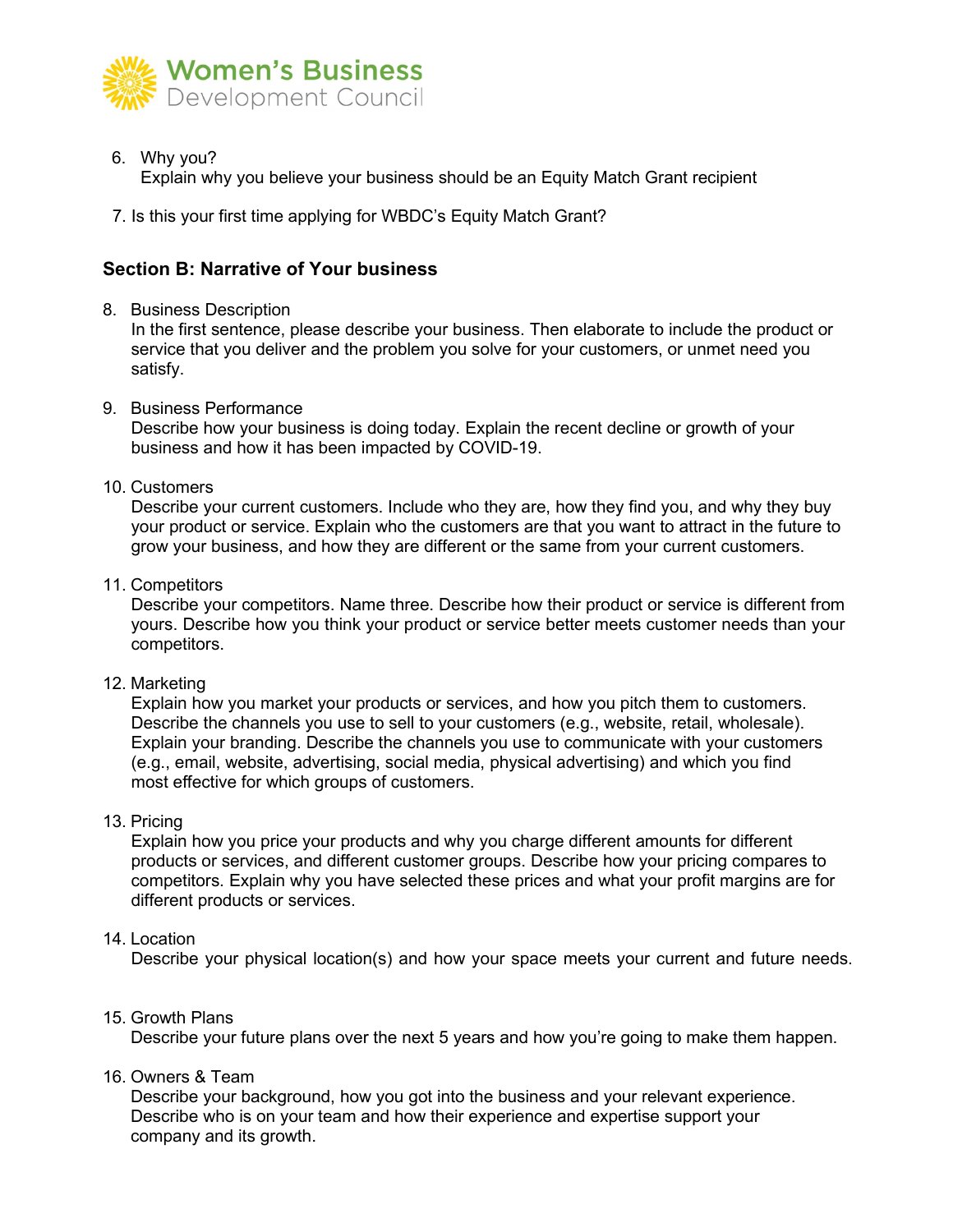6. Why you?
   Explain why you believe your business should be an Equity Match Grant recipient

7. Is this your first time applying for WBDC's Equity Match Grant?

## Section B: Narrative of Your business

8. Business Description
   In the first sentence, please describe your business. Then elaborate to include the product or service that you deliver and the problem you solve for your customers, or unmet need you satisfy.

9. Business Performance
   Describe how your business is doing today. Explain the recent decline or growth of your business and how it has been impacted by COVID-19.

10. Customers
    Describe your current customers. Include who they are, how they find you, and why they buy your product or service. Explain who the customers are that you want to attract in the future to grow your business, and how they are different or the same from your current customers.

11. Competitors
    Describe your competitors. Name three. Describe how their product or service is different from yours. Describe how you think your product or service better meets customer needs than your competitors.

12. Marketing
    Explain how you market your products or services, and how you pitch them to customers. Describe the channels you use to sell to your customers (e.g., website, retail, wholesale). Explain your branding. Describe the channels you use to communicate with your customers (e.g., email, website, advertising, social media, physical advertising) and which you find most effective for which groups of customers.

13. Pricing
    Explain how you price your products and why you charge different amounts for different products or services, and different customer groups. Describe how your pricing compares to competitors. Explain why you have selected these prices and what your profit margins are for different products or services.

14. Location
    Describe your physical location(s) and how your space meets your current and future needs.

15. Growth Plans
    Describe your future plans over the next 5 years and how you're going to make them happen.

16. Owners & Team
    Describe your background, how you got into the business and your relevant experience. Describe who is on your team and how their experience and expertise support your company and its growth.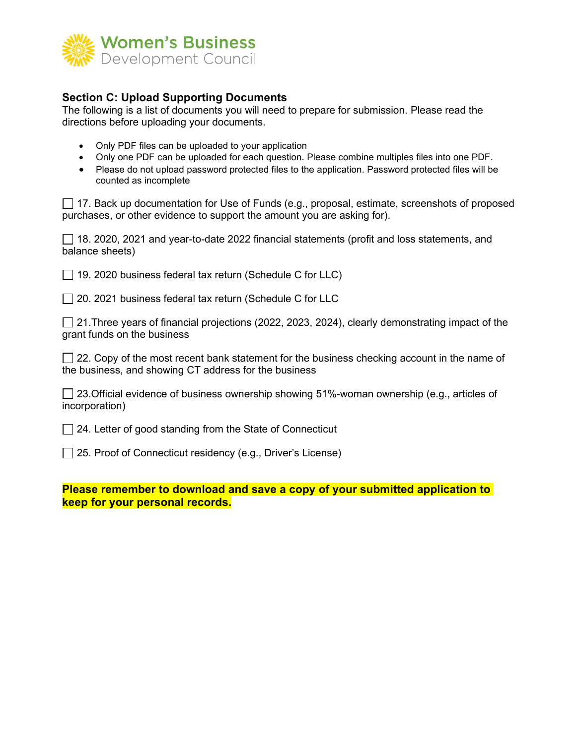Women's Business
Development Council

**Section C: Upload Supporting Documents**

The following is a list of documents you will need to prepare for submission. Please read the directions before uploading your documents.

- Only PDF files can be uploaded to your application
- Only one PDF can be uploaded for each question. Please combine multiples files into one PDF.
- Please do not upload password protected files to the application. Password protected files will be counted as incomplete

☐ 17. Back up documentation for Use of Funds (e.g., proposal, estimate, screenshots of proposed purchases, or other evidence to support the amount you are asking for).

☐ 18. 2020, 2021 and year-to-date 2022 financial statements (profit and loss statements, and balance sheets)

☐ 19. 2020 business federal tax return (Schedule C for LLC)

☐ 20. 2021 business federal tax return (Schedule C for LLC

☐ 21.Three years of financial projections (2022, 2023, 2024), clearly demonstrating impact of the grant funds on the business

☐ 22. Copy of the most recent bank statement for the business checking account in the name of the business, and showing CT address for the business

☐ 23.Official evidence of business ownership showing 51%-woman ownership (e.g., articles of incorporation)

☐ 24. Letter of good standing from the State of Connecticut

☐ 25. Proof of Connecticut residency (e.g., Driver's License)

**Please remember to download and save a copy of your submitted application to keep for your personal records.**